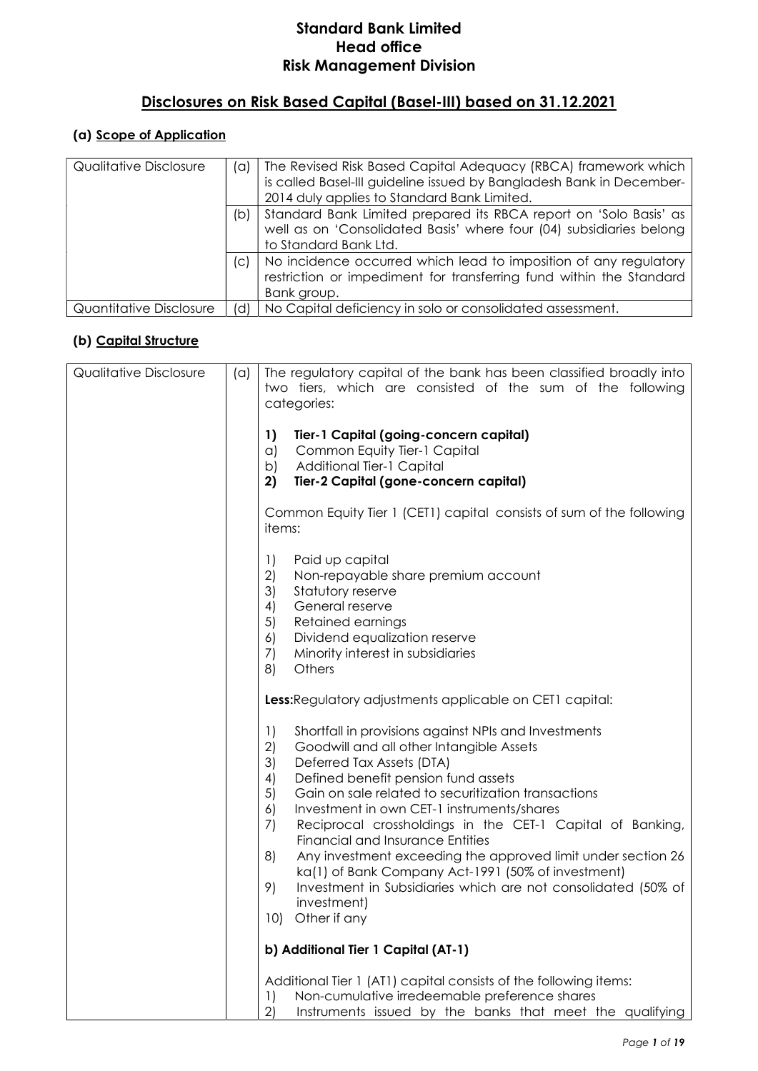# Standard Bank Limited
# Head office
# Risk Management Division

## Disclosures on Risk Based Capital (Basel-III) based on 31.12.2021

### (a) Scope of Application

| | | |
|---|---|---|
| Qualitative Disclosure | (a) | The Revised Risk Based Capital Adequacy (RBCA) framework which is called Basel-III guideline issued by Bangladesh Bank in December-2014 duly applies to Standard Bank Limited. |
| | (b) | Standard Bank Limited prepared its RBCA report on 'Solo Basis' as well as on 'Consolidated Basis' where four (04) subsidiaries belong to Standard Bank Ltd. |
| | (c) | No incidence occurred which lead to imposition of any regulatory restriction or impediment for transferring fund within the Standard Bank group. |
| Quantitative Disclosure | (d) | No Capital deficiency in solo or consolidated assessment. |

### (b) Capital Structure

| | | |
|---|---|---|
| Qualitative Disclosure | (a) | The regulatory capital of the bank has been classified broadly into two tiers, which are consisted of the sum of the following categories:<br><br>**1) Tier-1 Capital (going-concern capital)**<br>a) Common Equity Tier-1 Capital<br>b) Additional Tier-1 Capital<br>**2) Tier-2 Capital (gone-concern capital)**<br><br>Common Equity Tier 1 (CET1) capital consists of sum of the following items:<br><br>1) Paid up capital<br>2) Non-repayable share premium account<br>3) Statutory reserve<br>4) General reserve<br>5) Retained earnings<br>6) Dividend equalization reserve<br>7) Minority interest in subsidiaries<br>8) Others<br><br>**Less:**Regulatory adjustments applicable on CET1 capital:<br><br>1) Shortfall in provisions against NPIs and Investments<br>2) Goodwill and all other Intangible Assets<br>3) Deferred Tax Assets (DTA)<br>4) Defined benefit pension fund assets<br>5) Gain on sale related to securitization transactions<br>6) Investment in own CET-1 instruments/shares<br>7) Reciprocal crossholdings in the CET-1 Capital of Banking, Financial and Insurance Entities<br>8) Any investment exceeding the approved limit under section 26 ka(1) of Bank Company Act-1991 (50% of investment)<br>9) Investment in Subsidiaries which are not consolidated (50% of investment)<br>10) Other if any<br><br>**b) Additional Tier 1 Capital (AT-1)**<br><br>Additional Tier 1 (AT1) capital consists of the following items:<br>1) Non-cumulative irredeemable preference shares<br>2) Instruments issued by the banks that meet the qualifying |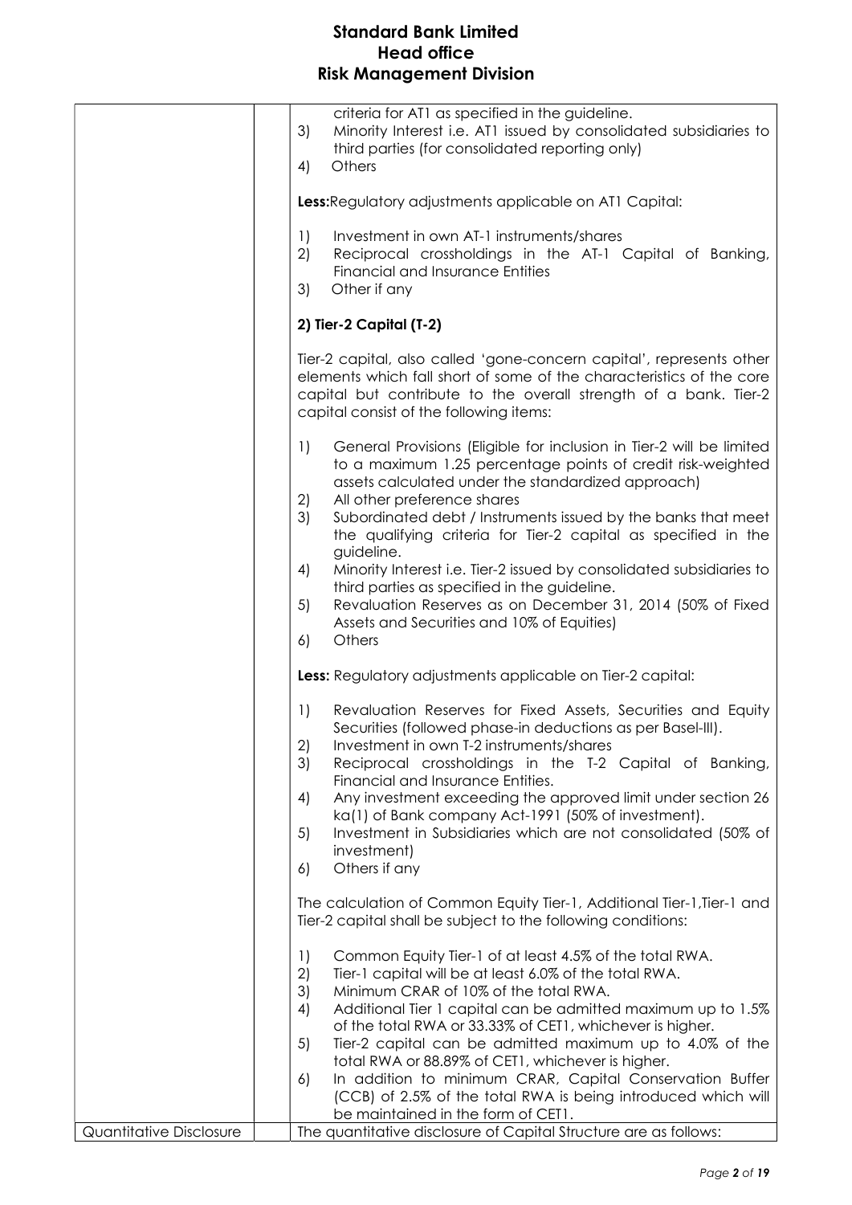criteria for AT1 as specified in the guideline.

3) Minority Interest i.e. AT1 issued by consolidated subsidiaries to third parties (for consolidated reporting only)
4) Others

**Less:** Regulatory adjustments applicable on AT1 Capital:

1) Investment in own AT-1 instruments/shares
2) Reciprocal crossholdings in the AT-1 Capital of Banking, Financial and Insurance Entities
3) Other if any

**2) Tier-2 Capital (T-2)**

Tier-2 capital, also called 'gone-concern capital', represents other elements which fall short of some of the characteristics of the core capital but contribute to the overall strength of a bank. Tier-2 capital consist of the following items:

1) General Provisions (Eligible for inclusion in Tier-2 will be limited to a maximum 1.25 percentage points of credit risk-weighted assets calculated under the standardized approach)
2) All other preference shares
3) Subordinated debt / Instruments issued by the banks that meet the qualifying criteria for Tier-2 capital as specified in the guideline.
4) Minority Interest i.e. Tier-2 issued by consolidated subsidiaries to third parties as specified in the guideline.
5) Revaluation Reserves as on December 31, 2014 (50% of Fixed Assets and Securities and 10% of Equities)
6) Others

**Less:** Regulatory adjustments applicable on Tier-2 capital:

1) Revaluation Reserves for Fixed Assets, Securities and Equity Securities (followed phase-in deductions as per Basel-III).
2) Investment in own T-2 instruments/shares
3) Reciprocal crossholdings in the T-2 Capital of Banking, Financial and Insurance Entities.
4) Any investment exceeding the approved limit under section 26 ka(1) of Bank company Act-1991 (50% of investment).
5) Investment in Subsidiaries which are not consolidated (50% of investment)
6) Others if any

The calculation of Common Equity Tier-1, Additional Tier-1,Tier-1 and Tier-2 capital shall be subject to the following conditions:

1) Common Equity Tier-1 of at least 4.5% of the total RWA.
2) Tier-1 capital will be at least 6.0% of the total RWA.
3) Minimum CRAR of 10% of the total RWA.
4) Additional Tier 1 capital can be admitted maximum up to 1.5% of the total RWA or 33.33% of CET1, whichever is higher.
5) Tier-2 capital can be admitted maximum up to 4.0% of the total RWA or 88.89% of CET1, whichever is higher.
6) In addition to minimum CRAR, Capital Conservation Buffer (CCB) of 2.5% of the total RWA is being introduced which will be maintained in the form of CET1.

| Quantitative Disclosure | | The quantitative disclosure of Capital Structure are as follows: |
|---|---|---|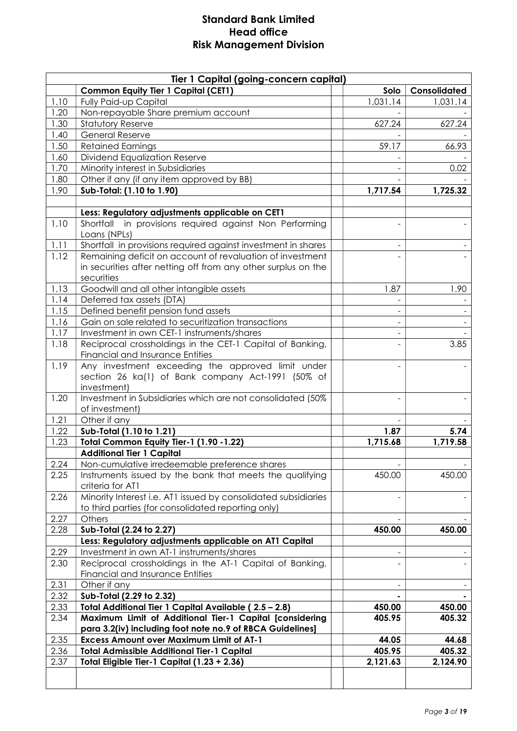# Standard Bank Limited
## Head office
## Risk Management Division

| Tier 1 Capital (going-concern capital) | | | |
|---|---|---|---|
| | **Common Equity Tier 1 Capital (CET1)** | **Solo** | **Consolidated** |
| 1.10 | Fully Paid-up Capital | 1,031.14 | 1,031.14 |
| 1.20 | Non-repayable Share premium account | - | - |
| 1.30 | Statutory Reserve | 627.24 | 627.24 |
| 1.40 | General Reserve | - | - |
| 1.50 | Retained Earnings | 59.17 | 66.93 |
| 1.60 | Dividend Equalization Reserve | - | - |
| 1.70 | Minority interest in Subsidiaries | - | 0.02 |
| 1.80 | Other if any (if any item approved by BB) | - | - |
| 1.90 | **Sub-Total: (1.10 to 1.90)** | **1,717.54** | **1,725.32** |
| | | | |
| | **Less: Regulatory adjustments applicable on CET1** | | |
| 1.10 | Shortfall in provisions required against Non Performing Loans (NPLs) | - | - |
| 1.11 | Shortfall in provisions required against investment in shares | - | - |
| 1.12 | Remaining deficit on account of revaluation of investment in securities after netting off from any other surplus on the securities | - | - |
| 1.13 | Goodwill and all other intangible assets | 1.87 | 1.90 |
| 1.14 | Deferred tax assets (DTA) | - | - |
| 1.15 | Defined benefit pension fund assets | - | - |
| 1.16 | Gain on sale related to securitization transactions | - | - |
| 1.17 | Investment in own CET-1 instruments/shares | - | - |
| 1.18 | Reciprocal crossholdings in the CET-1 Capital of Banking, Financial and Insurance Entities | - | 3.85 |
| 1.19 | Any investment exceeding the approved limit under section 26 ka(1) of Bank company Act-1991 (50% of investment) | - | - |
| 1.20 | Investment in Subsidiaries which are not consolidated (50% of investment) | - | - |
| 1.21 | Other if any | - | - |
| 1.22 | **Sub-Total (1.10 to 1.21)** | **1.87** | **5.74** |
| 1.23 | **Total Common Equity Tier-1 (1.90 -1.22)** | **1,715.68** | **1,719.58** |
| | **Additional Tier 1 Capital** | | |
| 2.24 | Non-cumulative irredeemable preference shares | - | - |
| 2.25 | Instruments issued by the bank that meets the qualifying criteria for AT1 | 450.00 | 450.00 |
| 2.26 | Minority Interest i.e. AT1 issued by consolidated subsidiaries to third parties (for consolidated reporting only) | - | - |
| 2.27 | Others | - | - |
| 2.28 | **Sub-Total (2.24 to 2.27)** | **450.00** | **450.00** |
| | **Less: Regulatory adjustments applicable on AT1 Capital** | | |
| 2.29 | Investment in own AT-1 instruments/shares | - | - |
| 2.30 | Reciprocal crossholdings in the AT-1 Capital of Banking, Financial and Insurance Entities | - | - |
| 2.31 | Other if any | - | - |
| 2.32 | **Sub-Total (2.29 to 2.32)** | **-** | **-** |
| 2.33 | **Total Additional Tier 1 Capital Available ( 2.5 – 2.8)** | **450.00** | **450.00** |
| 2.34 | **Maximum Limit of Additional Tier-1 Capital [considering para 3.2(iv) including foot note no.9 of RBCA Guidelines]** | **405.95** | **405.32** |
| 2.35 | **Excess Amount over Maximum Limit of AT-1** | **44.05** | **44.68** |
| 2.36 | **Total Admissible Additional Tier-1 Capital** | **405.95** | **405.32** |
| 2.37 | **Total Eligible Tier-1 Capital (1.23 + 2.36)** | **2,121.63** | **2,124.90** |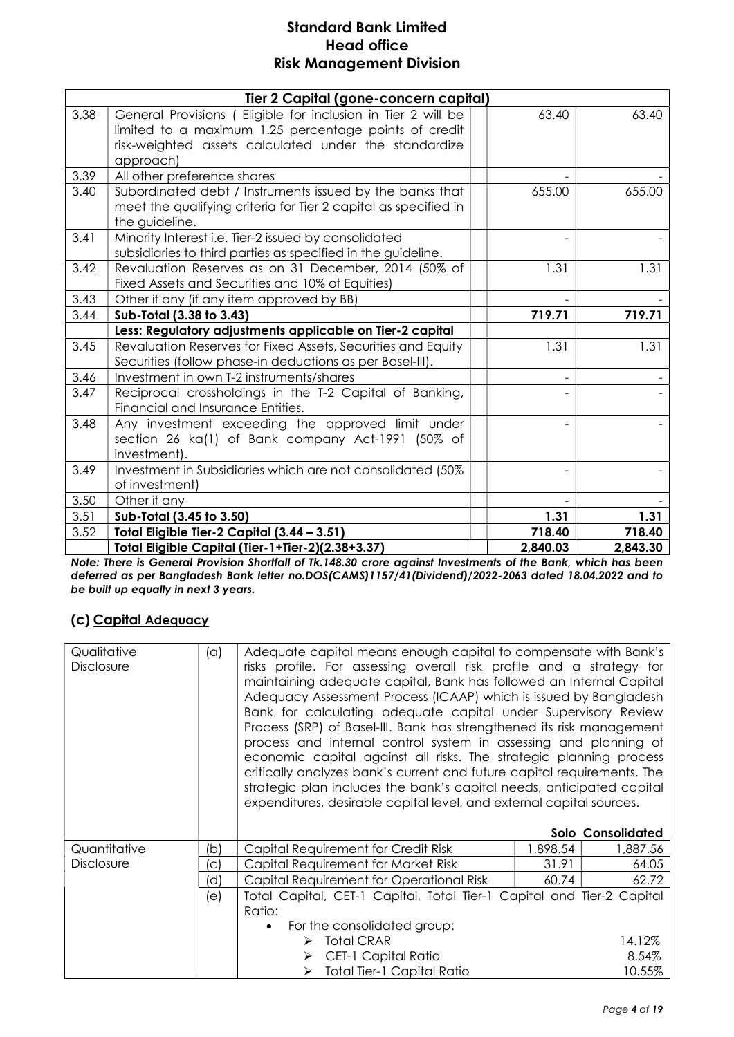| | Tier 2 Capital (gone-concern capital) | | |
|---|---|---|---|
| 3.38 | General Provisions ( Eligible for inclusion in Tier 2 will be limited to a maximum 1.25 percentage points of credit risk-weighted assets calculated under the standardize approach) | 63.40 | 63.40 |
| 3.39 | All other preference shares | - | - |
| 3.40 | Subordinated debt / Instruments issued by the banks that meet the qualifying criteria for Tier 2 capital as specified in the guideline. | 655.00 | 655.00 |
| 3.41 | Minority Interest i.e. Tier-2 issued by consolidated subsidiaries to third parties as specified in the guideline. | - | - |
| 3.42 | Revaluation Reserves as on 31 December, 2014 (50% of Fixed Assets and Securities and 10% of Equities) | 1.31 | 1.31 |
| 3.43 | Other if any (if any item approved by BB) | - | - |
| 3.44 | **Sub-Total (3.38 to 3.43)** | **719.71** | **719.71** |
| | **Less: Regulatory adjustments applicable on Tier-2 capital** | | |
| 3.45 | Revaluation Reserves for Fixed Assets, Securities and Equity Securities (follow phase-in deductions as per Basel-III). | 1.31 | 1.31 |
| 3.46 | Investment in own T-2 instruments/shares | - | - |
| 3.47 | Reciprocal crossholdings in the T-2 Capital of Banking, Financial and Insurance Entities. | - | - |
| 3.48 | Any investment exceeding the approved limit under section 26 ka(1) of Bank company Act-1991 (50% of investment). | - | - |
| 3.49 | Investment in Subsidiaries which are not consolidated (50% of investment) | - | - |
| 3.50 | Other if any | - | - |
| 3.51 | **Sub-Total (3.45 to 3.50)** | **1.31** | **1.31** |
| 3.52 | **Total Eligible Tier-2 Capital (3.44 – 3.51)** | **718.40** | **718.40** |
| | **Total Eligible Capital (Tier-1+Tier-2)(2.38+3.37)** | **2,840.03** | **2,843.30** |

***Note: There is General Provision Shortfall of Tk.148.30 crore against Investments of the Bank, which has been deferred as per Bangladesh Bank letter no.DOS(CAMS)1157/41(Dividend)/2022-2063 dated 18.04.2022 and to be built up equally in next 3 years.***

## (c) Capital Adequacy

| | | | Solo | Consolidated |
|---|---|---|---|---|
| Qualitative Disclosure | (a) | Adequate capital means enough capital to compensate with Bank's risks profile. For assessing overall risk profile and a strategy for maintaining adequate capital, Bank has followed an Internal Capital Adequacy Assessment Process (ICAAP) which is issued by Bangladesh Bank for calculating adequate capital under Supervisory Review Process (SRP) of Basel-III. Bank has strengthened its risk management process and internal control system in assessing and planning of economic capital against all risks. The strategic planning process critically analyzes bank's current and future capital requirements. The strategic plan includes the bank's capital needs, anticipated capital expenditures, desirable capital level, and external capital sources. | | |
| Quantitative Disclosure | (b) | Capital Requirement for Credit Risk | 1,898.54 | 1,887.56 |
| | (c) | Capital Requirement for Market Risk | 31.91 | 64.05 |
| | (d) | Capital Requirement for Operational Risk | 60.74 | 62.72 |
| | (e) | Total Capital, CET-1 Capital, Total Tier-1 Capital and Tier-2 Capital Ratio: | | |
| | | • For the consolidated group: | | |
| | | ➢ Total CRAR | | 14.12% |
| | | ➢ CET-1 Capital Ratio | | 8.54% |
| | | ➢ Total Tier-1 Capital Ratio | | 10.55% |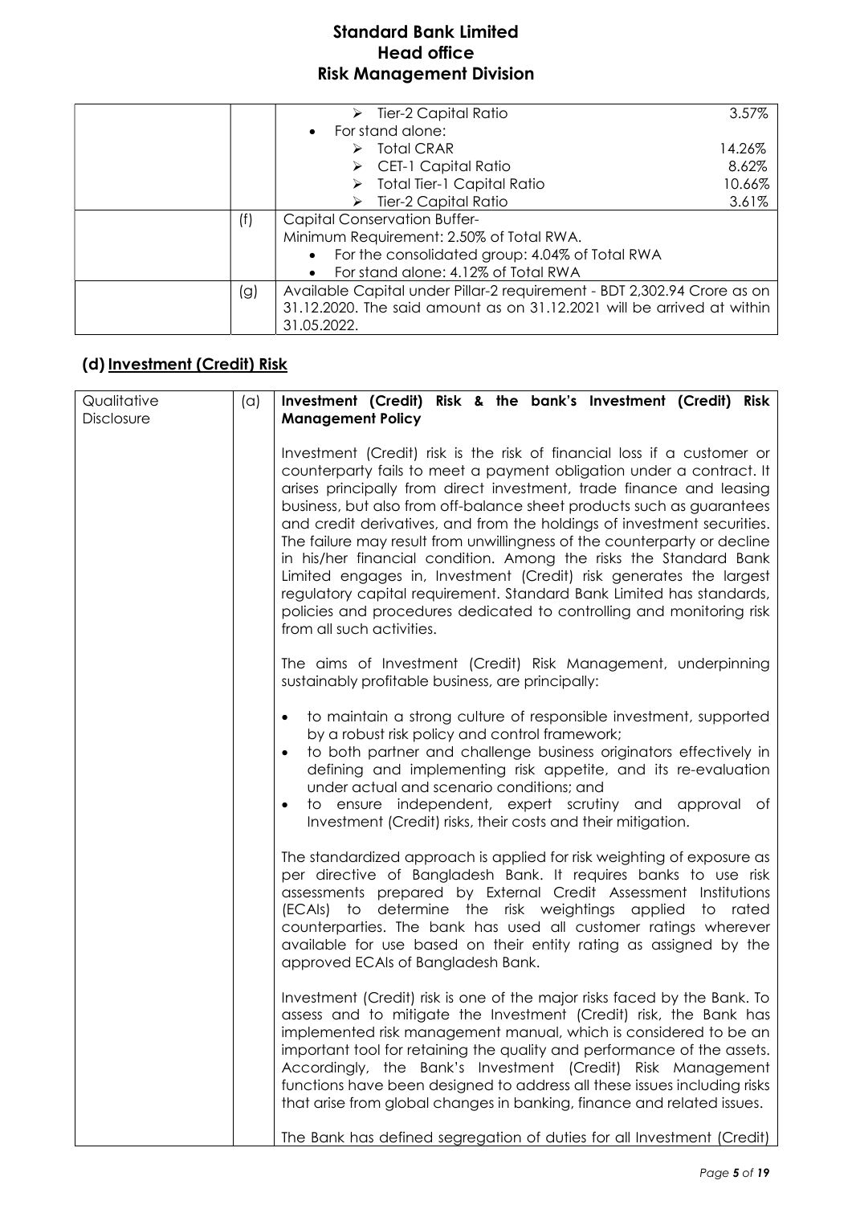| | | | |
|---|---|---|---|
| | | ➢ Tier-2 Capital Ratio | 3.57% |
| | | • For stand alone: | |
| | | ➢ Total CRAR | 14.26% |
| | | ➢ CET-1 Capital Ratio | 8.62% |
| | | ➢ Total Tier-1 Capital Ratio | 10.66% |
| | | ➢ Tier-2 Capital Ratio | 3.61% |
| | (f) | Capital Conservation Buffer-<br>Minimum Requirement: 2.50% of Total RWA.<br>• For the consolidated group: 4.04% of Total RWA<br>• For stand alone: 4.12% of Total RWA | |
| | (g) | Available Capital under Pillar-2 requirement - BDT 2,302.94 Crore as on 31.12.2020. The said amount as on 31.12.2021 will be arrived at within 31.05.2022. | |

## (d) Investment (Credit) Risk

| | | |
|---|---|---|
| Qualitative Disclosure | (a) | **Investment (Credit) Risk & the bank's Investment (Credit) Risk Management Policy**<br><br>Investment (Credit) risk is the risk of financial loss if a customer or counterparty fails to meet a payment obligation under a contract. It arises principally from direct investment, trade finance and leasing business, but also from off-balance sheet products such as guarantees and credit derivatives, and from the holdings of investment securities. The failure may result from unwillingness of the counterparty or decline in his/her financial condition. Among the risks the Standard Bank Limited engages in, Investment (Credit) risk generates the largest regulatory capital requirement. Standard Bank Limited has standards, policies and procedures dedicated to controlling and monitoring risk from all such activities.<br><br>The aims of Investment (Credit) Risk Management, underpinning sustainably profitable business, are principally:<br><br>• to maintain a strong culture of responsible investment, supported by a robust risk policy and control framework;<br>• to both partner and challenge business originators effectively in defining and implementing risk appetite, and its re-evaluation under actual and scenario conditions; and<br>• to ensure independent, expert scrutiny and approval of Investment (Credit) risks, their costs and their mitigation.<br><br>The standardized approach is applied for risk weighting of exposure as per directive of Bangladesh Bank. It requires banks to use risk assessments prepared by External Credit Assessment Institutions (ECAIs) to determine the risk weightings applied to rated counterparties. The bank has used all customer ratings wherever available for use based on their entity rating as assigned by the approved ECAIs of Bangladesh Bank.<br><br>Investment (Credit) risk is one of the major risks faced by the Bank. To assess and to mitigate the Investment (Credit) risk, the Bank has implemented risk management manual, which is considered to be an important tool for retaining the quality and performance of the assets. Accordingly, the Bank's Investment (Credit) Risk Management functions have been designed to address all these issues including risks that arise from global changes in banking, finance and related issues.<br><br>The Bank has defined segregation of duties for all Investment (Credit) |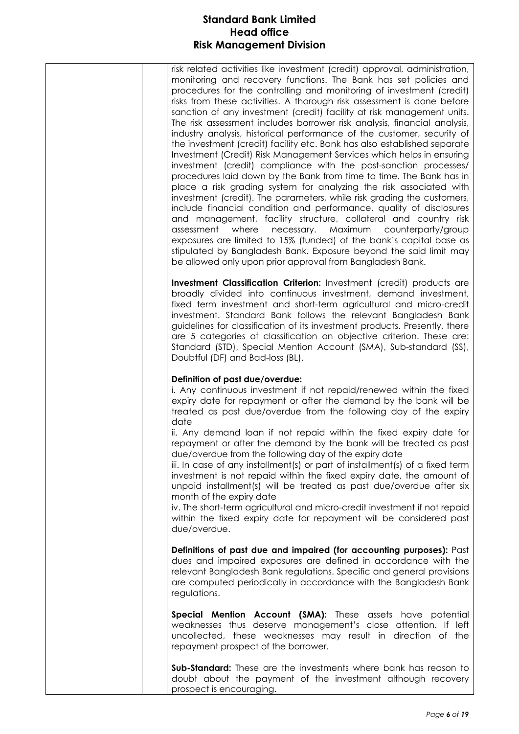risk related activities like investment (credit) approval, administration, monitoring and recovery functions. The Bank has set policies and procedures for the controlling and monitoring of investment (credit) risks from these activities. A thorough risk assessment is done before sanction of any investment (credit) facility at risk management units. The risk assessment includes borrower risk analysis, financial analysis, industry analysis, historical performance of the customer, security of the investment (credit) facility etc. Bank has also established separate Investment (Credit) Risk Management Services which helps in ensuring investment (credit) compliance with the post-sanction processes/ procedures laid down by the Bank from time to time. The Bank has in place a risk grading system for analyzing the risk associated with investment (credit). The parameters, while risk grading the customers, include financial condition and performance, quality of disclosures and management, facility structure, collateral and country risk assessment where necessary. Maximum counterparty/group exposures are limited to 15% (funded) of the bank's capital base as stipulated by Bangladesh Bank. Exposure beyond the said limit may be allowed only upon prior approval from Bangladesh Bank.

**Investment Classification Criterion:** Investment (credit) products are broadly divided into continuous investment, demand investment, fixed term investment and short-term agricultural and micro-credit investment. Standard Bank follows the relevant Bangladesh Bank guidelines for classification of its investment products. Presently, there are 5 categories of classification on objective criterion. These are: Standard (STD), Special Mention Account (SMA), Sub-standard (SS), Doubtful (DF) and Bad-loss (BL).

**Definition of past due/overdue:**

i. Any continuous investment if not repaid/renewed within the fixed expiry date for repayment or after the demand by the bank will be treated as past due/overdue from the following day of the expiry date

ii. Any demand loan if not repaid within the fixed expiry date for repayment or after the demand by the bank will be treated as past due/overdue from the following day of the expiry date

iii. In case of any installment(s) or part of installment(s) of a fixed term investment is not repaid within the fixed expiry date, the amount of unpaid installment(s) will be treated as past due/overdue after six month of the expiry date

iv. The short-term agricultural and micro-credit investment if not repaid within the fixed expiry date for repayment will be considered past due/overdue.

**Definitions of past due and impaired (for accounting purposes):** Past dues and impaired exposures are defined in accordance with the relevant Bangladesh Bank regulations. Specific and general provisions are computed periodically in accordance with the Bangladesh Bank regulations.

**Special Mention Account (SMA):** These assets have potential weaknesses thus deserve management's close attention. If left uncollected, these weaknesses may result in direction of the repayment prospect of the borrower.

**Sub-Standard:** These are the investments where bank has reason to doubt about the payment of the investment although recovery prospect is encouraging.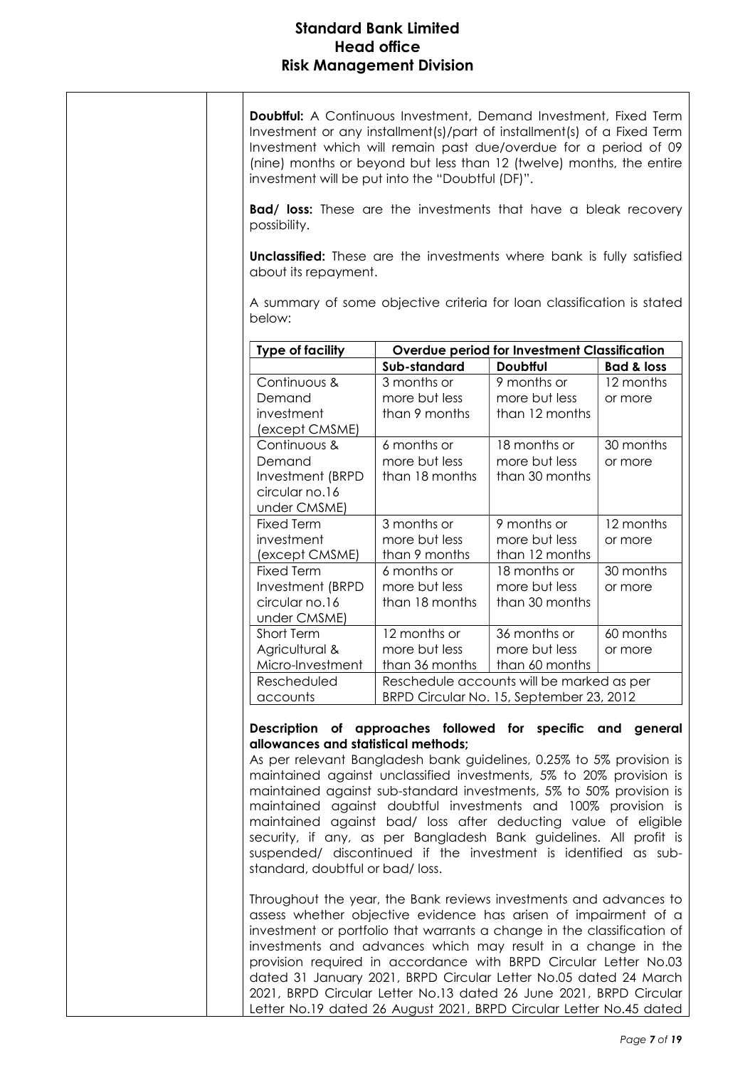**Doubtful:** A Continuous Investment, Demand Investment, Fixed Term Investment or any installment(s)/part of installment(s) of a Fixed Term Investment which will remain past due/overdue for a period of 09 (nine) months or beyond but less than 12 (twelve) months, the entire investment will be put into the "Doubtful (DF)".

**Bad/ loss:** These are the investments that have a bleak recovery possibility.

**Unclassified:** These are the investments where bank is fully satisfied about its repayment.

A summary of some objective criteria for loan classification is stated below:

| Type of facility | Overdue period for Investment Classification | | |
|---|---|---|---|
| | **Sub-standard** | **Doubtful** | **Bad & loss** |
| Continuous & Demand investment (except CMSME) | 3 months or more but less than 9 months | 9 months or more but less than 12 months | 12 months or more |
| Continuous & Demand Investment (BRPD circular no.16 under CMSME) | 6 months or more but less than 18 months | 18 months or more but less than 30 months | 30 months or more |
| Fixed Term investment (except CMSME) | 3 months or more but less than 9 months | 9 months or more but less than 12 months | 12 months or more |
| Fixed Term Investment (BRPD circular no.16 under CMSME) | 6 months or more but less than 18 months | 18 months or more but less than 30 months | 30 months or more |
| Short Term Agricultural & Micro-Investment | 12 months or more but less than 36 months | 36 months or more but less than 60 months | 60 months or more |
| Rescheduled accounts | Reschedule accounts will be marked as per BRPD Circular No. 15, September 23, 2012 | | |

**Description of approaches followed for specific and general allowances and statistical methods;**

As per relevant Bangladesh bank guidelines, 0.25% to 5% provision is maintained against unclassified investments, 5% to 20% provision is maintained against sub-standard investments, 5% to 50% provision is maintained against doubtful investments and 100% provision is maintained against bad/ loss after deducting value of eligible security, if any, as per Bangladesh Bank guidelines. All profit is suspended/ discontinued if the investment is identified as sub-standard, doubtful or bad/ loss.

Throughout the year, the Bank reviews investments and advances to assess whether objective evidence has arisen of impairment of a investment or portfolio that warrants a change in the classification of investments and advances which may result in a change in the provision required in accordance with BRPD Circular Letter No.03 dated 31 January 2021, BRPD Circular Letter No.05 dated 24 March 2021, BRPD Circular Letter No.13 dated 26 June 2021, BRPD Circular Letter No.19 dated 26 August 2021, BRPD Circular Letter No.45 dated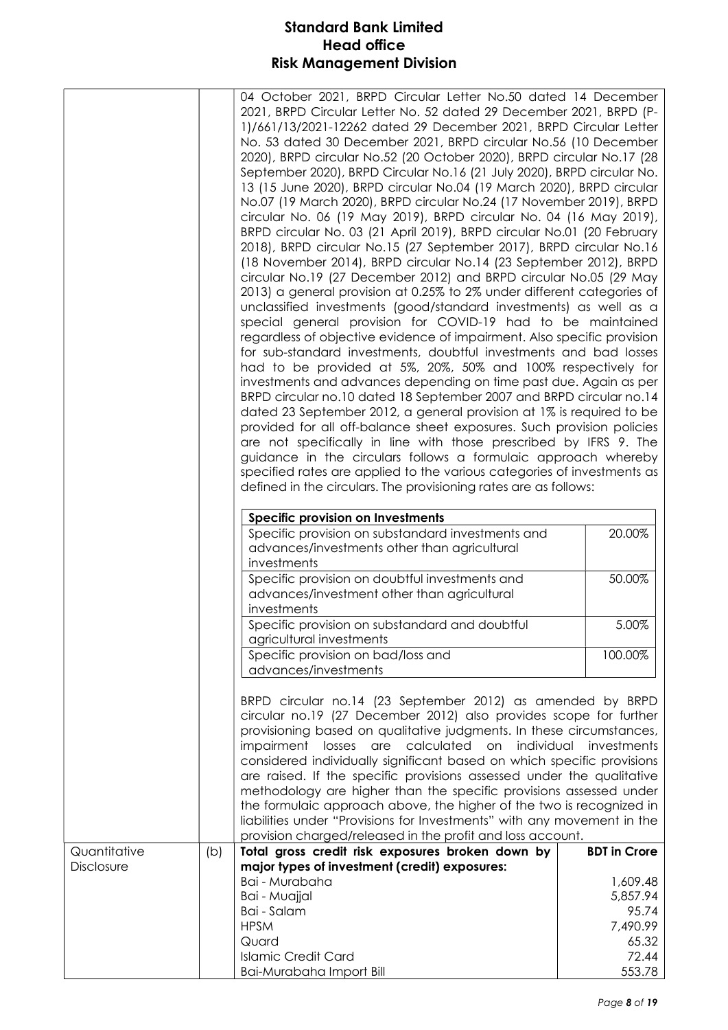| | | | |
|---|---|---|---|
| | | 04 October 2021, BRPD Circular Letter No.50 dated 14 December 2021, BRPD Circular Letter No. 52 dated 29 December 2021, BRPD (P-1)/661/13/2021-12262 dated 29 December 2021, BRPD Circular Letter No. 53 dated 30 December 2021, BRPD circular No.56 (10 December 2020), BRPD circular No.52 (20 October 2020), BRPD circular No.17 (28 September 2020), BRPD Circular No.16 (21 July 2020), BRPD circular No. 13 (15 June 2020), BRPD circular No.04 (19 March 2020), BRPD circular No.07 (19 March 2020), BRPD circular No.24 (17 November 2019), BRPD circular No. 06 (19 May 2019), BRPD circular No. 04 (16 May 2019), BRPD circular No. 03 (21 April 2019), BRPD circular No.01 (20 February 2018), BRPD circular No.15 (27 September 2017), BRPD circular No.16 (18 November 2014), BRPD circular No.14 (23 September 2012), BRPD circular No.19 (27 December 2012) and BRPD circular No.05 (29 May 2013) a general provision at 0.25% to 2% under different categories of unclassified investments (good/standard investments) as well as a special general provision for COVID-19 had to be maintained regardless of objective evidence of impairment. Also specific provision for sub-standard investments, doubtful investments and bad losses had to be provided at 5%, 20%, 50% and 100% respectively for investments and advances depending on time past due. Again as per BRPD circular no.10 dated 18 September 2007 and BRPD circular no.14 dated 23 September 2012, a general provision at 1% is required to be provided for all off-balance sheet exposures. Such provision policies are not specifically in line with those prescribed by IFRS 9. The guidance in the circulars follows a formulaic approach whereby specified rates are applied to the various categories of investments as defined in the circulars. The provisioning rates are as follows:<br><br>**Specific provision on Investments**<br>Specific provision on substandard investments and advances/investments other than agricultural investments — 20.00%<br>Specific provision on doubtful investments and advances/investment other than agricultural investments — 50.00%<br>Specific provision on substandard and doubtful agricultural investments — 5.00%<br>Specific provision on bad/loss and advances/investments — 100.00%<br><br>BRPD circular no.14 (23 September 2012) as amended by BRPD circular no.19 (27 December 2012) also provides scope for further provisioning based on qualitative judgments. In these circumstances, impairment losses are calculated on individual investments considered individually significant based on which specific provisions are raised. If the specific provisions assessed under the qualitative methodology are higher than the specific provisions assessed under the formulaic approach above, the higher of the two is recognized in liabilities under "Provisions for Investments" with any movement in the provision charged/released in the profit and loss account. | |
| Quantitative Disclosure | (b) | **Total gross credit risk exposures broken down by major types of investment (credit) exposures:** | **BDT in Crore** |
| | | Bai - Murabaha | 1,609.48 |
| | | Bai - Muajjal | 5,857.94 |
| | | Bai - Salam | 95.74 |
| | | HPSM | 7,490.99 |
| | | Quard | 65.32 |
| | | Islamic Credit Card | 72.44 |
| | | Bai-Murabaha Import Bill | 553.78 |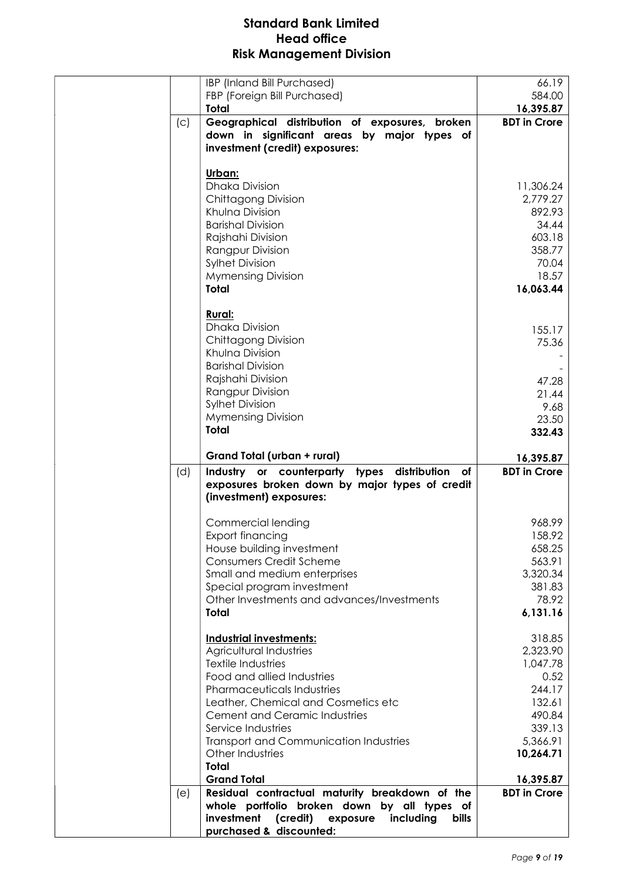**Standard Bank Limited**
**Head office**
**Risk Management Division**

| | | | |
|---|---|---|---|
| | | IBP (Inland Bill Purchased) | 66.19 |
| | | FBP (Foreign Bill Purchased) | 584.00 |
| | | **Total** | **16,395.87** |
| | (c) | **Geographical distribution of exposures, broken down in significant areas by major types of investment (credit) exposures:** | **BDT in Crore** |
| | | **Urban:** | |
| | | Dhaka Division | 11,306.24 |
| | | Chittagong Division | 2,779.27 |
| | | Khulna Division | 892.93 |
| | | Barishal Division | 34.44 |
| | | Rajshahi Division | 603.18 |
| | | Rangpur Division | 358.77 |
| | | Sylhet Division | 70.04 |
| | | Mymensing Division | 18.57 |
| | | **Total** | **16,063.44** |
| | | **Rural:** | |
| | | Dhaka Division | 155.17 |
| | | Chittagong Division | 75.36 |
| | | Khulna Division | - |
| | | Barishal Division | - |
| | | Rajshahi Division | 47.28 |
| | | Rangpur Division | 21.44 |
| | | Sylhet Division | 9.68 |
| | | Mymensing Division | 23.50 |
| | | **Total** | **332.43** |
| | | **Grand Total (urban + rural)** | **16,395.87** |
| | (d) | **Industry or counterparty types distribution of exposures broken down by major types of credit (investment) exposures:** | **BDT in Crore** |
| | | Commercial lending | 968.99 |
| | | Export financing | 158.92 |
| | | House building investment | 658.25 |
| | | Consumers Credit Scheme | 563.91 |
| | | Small and medium enterprises | 3,320.34 |
| | | Special program investment | 381.83 |
| | | Other Investments and advances/Investments | 78.92 |
| | | **Total** | **6,131.16** |
| | | **Industrial investments:** | 318.85 |
| | | Agricultural Industries | 2,323.90 |
| | | Textile Industries | 1,047.78 |
| | | Food and allied Industries | 0.52 |
| | | Pharmaceuticals Industries | 244.17 |
| | | Leather, Chemical and Cosmetics etc | 132.61 |
| | | Cement and Ceramic Industries | 490.84 |
| | | Service Industries | 339.13 |
| | | Transport and Communication Industries | 5,366.91 |
| | | Other Industries | **10,264.71** |
| | | **Total** | |
| | | **Grand Total** | **16,395.87** |
| | (e) | **Residual contractual maturity breakdown of the whole portfolio broken down by all types of investment (credit) exposure including bills purchased & discounted:** | **BDT in Crore** |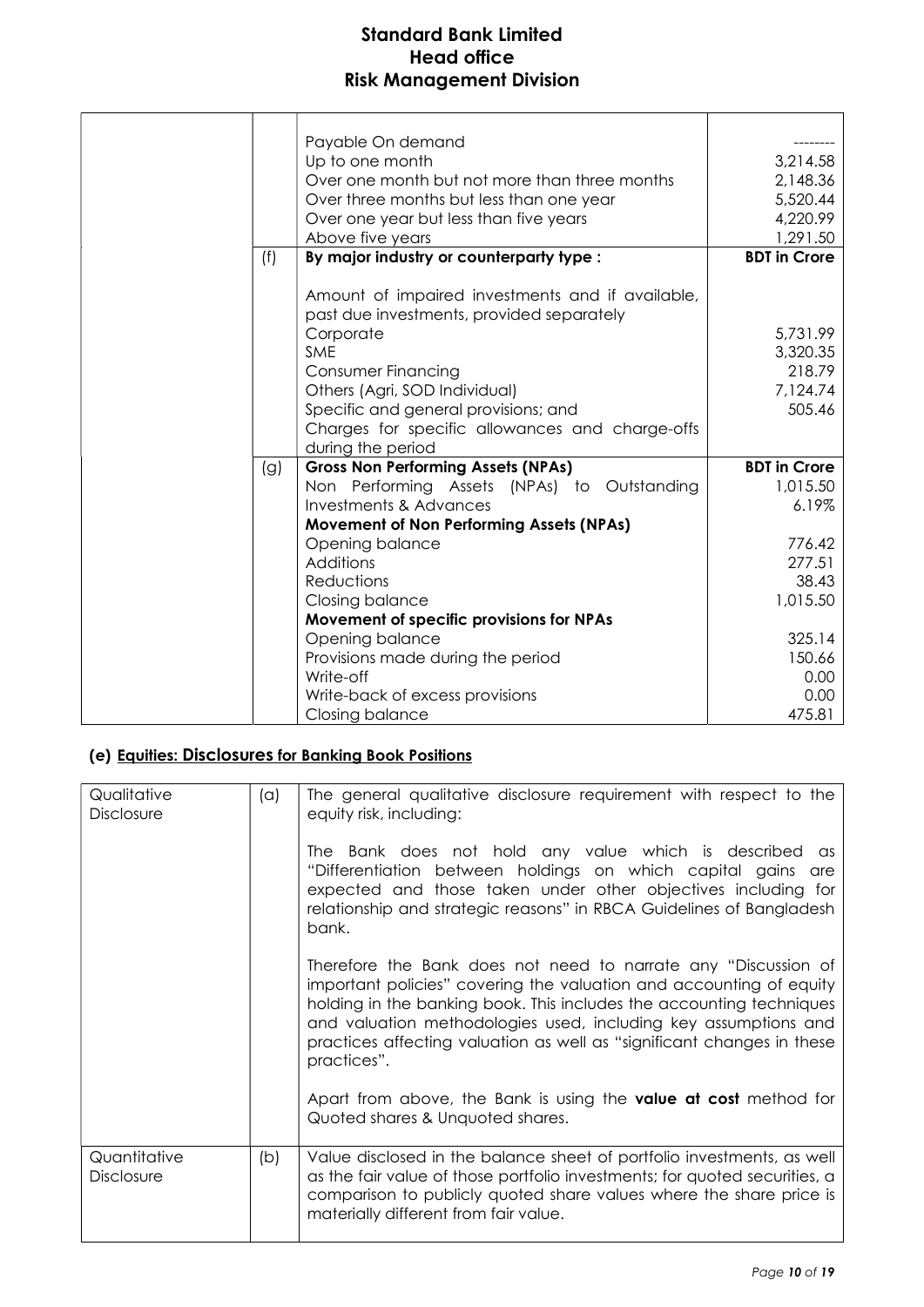| | | | |
|---|---|---|---|
| | | Payable On demand | -------- |
| | | Up to one month | 3,214.58 |
| | | Over one month but not more than three months | 2,148.36 |
| | | Over three months but less than one year | 5,520.44 |
| | | Over one year but less than five years | 4,220.99 |
| | | Above five years | 1,291.50 |
| | (f) | **By major industry or counterparty type :** | **BDT in Crore** |
| | | Amount of impaired investments and if available, past due investments, provided separately | |
| | | Corporate | 5,731.99 |
| | | SME | 3,320.35 |
| | | Consumer Financing | 218.79 |
| | | Others (Agri, SOD Individual) | 7,124.74 |
| | | Specific and general provisions; and | 505.46 |
| | | Charges for specific allowances and charge-offs during the period | |
| | (g) | **Gross Non Performing Assets (NPAs)** | **BDT in Crore** |
| | | Non Performing Assets (NPAs) to Outstanding | 1,015.50 |
| | | Investments & Advances | 6.19% |
| | | **Movement of Non Performing Assets (NPAs)** | |
| | | Opening balance | 776.42 |
| | | Additions | 277.51 |
| | | Reductions | 38.43 |
| | | Closing balance | 1,015.50 |
| | | **Movement of specific provisions for NPAs** | |
| | | Opening balance | 325.14 |
| | | Provisions made during the period | 150.66 |
| | | Write-off | 0.00 |
| | | Write-back of excess provisions | 0.00 |
| | | Closing balance | 475.81 |

### (e) Equities: Disclosures for Banking Book Positions

| | | |
|---|---|---|
| Qualitative Disclosure | (a) | The general qualitative disclosure requirement with respect to the equity risk, including:<br><br>The Bank does not hold any value which is described as "Differentiation between holdings on which capital gains are expected and those taken under other objectives including for relationship and strategic reasons" in RBCA Guidelines of Bangladesh bank.<br><br>Therefore the Bank does not need to narrate any "Discussion of important policies" covering the valuation and accounting of equity holding in the banking book. This includes the accounting techniques and valuation methodologies used, including key assumptions and practices affecting valuation as well as "significant changes in these practices".<br><br>Apart from above, the Bank is using the **value at cost** method for Quoted shares & Unquoted shares. |
| Quantitative Disclosure | (b) | Value disclosed in the balance sheet of portfolio investments, as well as the fair value of those portfolio investments; for quoted securities, a comparison to publicly quoted share values where the share price is materially different from fair value. |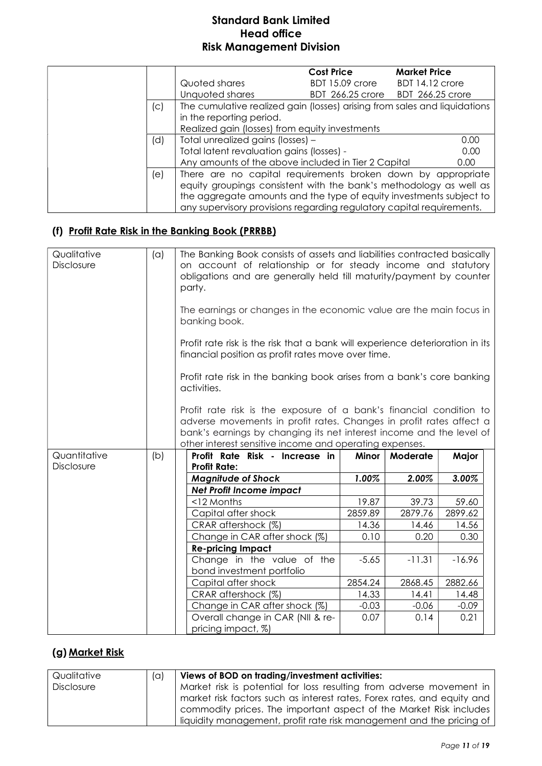**Standard Bank Limited**
**Head office**
**Risk Management Division**

| | | | | |
|---|---|---|---|---|
| | | | **Cost Price** | **Market Price** |
| | | Quoted shares | BDT 15.09 crore | BDT 14.12 crore |
| | | Unquoted shares | BDT 266.25 crore | BDT 266.25 crore |
| | (c) | The cumulative realized gain (losses) arising from sales and liquidations in the reporting period.<br>Realized gain (losses) from equity investments | | |
| | (d) | Total unrealized gains (losses) –<br>Total latent revaluation gains (losses) -<br>Any amounts of the above included in Tier 2 Capital | | 0.00<br>0.00<br>0.00 |
| | (e) | There are no capital requirements broken down by appropriate equity groupings consistent with the bank's methodology as well as the aggregate amounts and the type of equity investments subject to any supervisory provisions regarding regulatory capital requirements. | | |

## (f) Profit Rate Risk in the Banking Book (PRRBB)

| | | |
|---|---|---|
| Qualitative Disclosure | (a) | The Banking Book consists of assets and liabilities contracted basically on account of relationship or for steady income and statutory obligations and are generally held till maturity/payment by counter party.<br><br>The earnings or changes in the economic value are the main focus in banking book.<br><br>Profit rate risk is the risk that a bank will experience deterioration in its financial position as profit rates move over time.<br><br>Profit rate risk in the banking book arises from a bank's core banking activities.<br><br>Profit rate risk is the exposure of a bank's financial condition to adverse movements in profit rates. Changes in profit rates affect a bank's earnings by changing its net interest income and the level of other interest sensitive income and operating expenses. |
| Quantitative Disclosure | (b) | |

| Profit Rate Risk - Increase in Profit Rate: | Minor | Moderate | Major |
|---|---|---|---|
| ***Magnitude of Shock*** | ***1.00%*** | ***2.00%*** | ***3.00%*** |
| ***Net Profit Income impact*** | | | |
| <12 Months | 19.87 | 39.73 | 59.60 |
| Capital after shock | 2859.89 | 2879.76 | 2899.62 |
| CRAR aftershock (%) | 14.36 | 14.46 | 14.56 |
| Change in CAR after shock (%) | 0.10 | 0.20 | 0.30 |
| **Re-pricing Impact** | | | |
| Change in the value of the bond investment portfolio | -5.65 | -11.31 | -16.96 |
| Capital after shock | 2854.24 | 2868.45 | 2882.66 |
| CRAR aftershock (%) | 14.33 | 14.41 | 14.48 |
| Change in CAR after shock (%) | -0.03 | -0.06 | -0.09 |
| Overall change in CAR (NII & re-pricing impact, %) | 0.07 | 0.14 | 0.21 |

## (g) Market Risk

| | | |
|---|---|---|
| Qualitative Disclosure | (a) | **Views of BOD on trading/investment activities:**<br>Market risk is potential for loss resulting from adverse movement in market risk factors such as interest rates, Forex rates, and equity and commodity prices. The important aspect of the Market Risk includes liquidity management, profit rate risk management and the pricing of |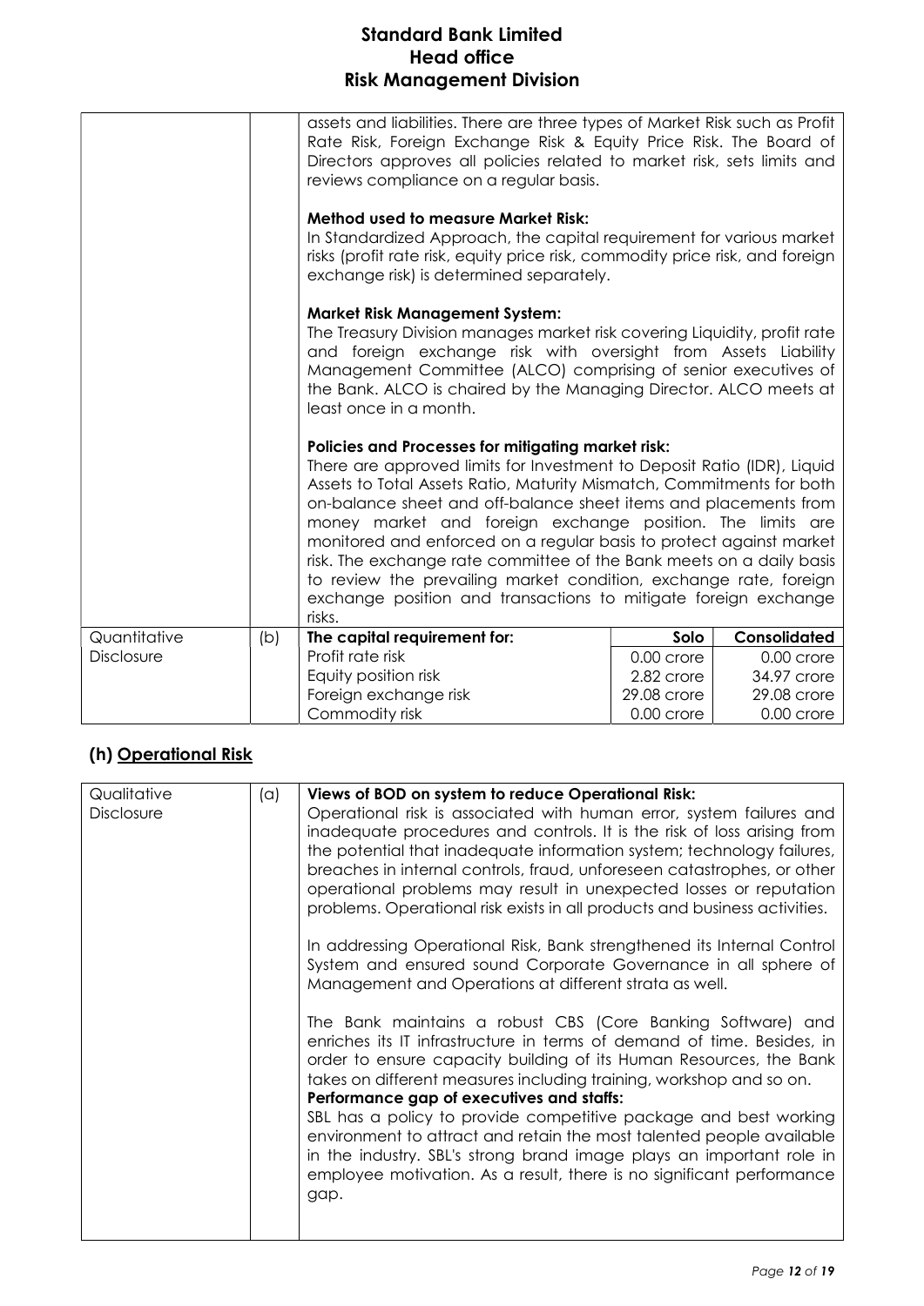| | | | | |
|---|---|---|---|---|
| | | assets and liabilities. There are three types of Market Risk such as Profit Rate Risk, Foreign Exchange Risk & Equity Price Risk. The Board of Directors approves all policies related to market risk, sets limits and reviews compliance on a regular basis.<br><br>**Method used to measure Market Risk:**<br>In Standardized Approach, the capital requirement for various market risks (profit rate risk, equity price risk, commodity price risk, and foreign exchange risk) is determined separately.<br><br>**Market Risk Management System:**<br>The Treasury Division manages market risk covering Liquidity, profit rate and foreign exchange risk with oversight from Assets Liability Management Committee (ALCO) comprising of senior executives of the Bank. ALCO is chaired by the Managing Director. ALCO meets at least once in a month.<br><br>**Policies and Processes for mitigating market risk:**<br>There are approved limits for Investment to Deposit Ratio (IDR), Liquid Assets to Total Assets Ratio, Maturity Mismatch, Commitments for both on-balance sheet and off-balance sheet items and placements from money market and foreign exchange position. The limits are monitored and enforced on a regular basis to protect against market risk. The exchange rate committee of the Bank meets on a daily basis to review the prevailing market condition, exchange rate, foreign exchange position and transactions to mitigate foreign exchange risks. | | |
| Quantitative Disclosure | (b) | **The capital requirement for:** | **Solo** | **Consolidated** |
| | | Profit rate risk | 0.00 crore | 0.00 crore |
| | | Equity position risk | 2.82 crore | 34.97 crore |
| | | Foreign exchange risk | 29.08 crore | 29.08 crore |
| | | Commodity risk | 0.00 crore | 0.00 crore |

## (h) Operational Risk

| | | |
|---|---|---|
| Qualitative Disclosure | (a) | **Views of BOD on system to reduce Operational Risk:**<br>Operational risk is associated with human error, system failures and inadequate procedures and controls. It is the risk of loss arising from the potential that inadequate information system; technology failures, breaches in internal controls, fraud, unforeseen catastrophes, or other operational problems may result in unexpected losses or reputation problems. Operational risk exists in all products and business activities.<br><br>In addressing Operational Risk, Bank strengthened its Internal Control System and ensured sound Corporate Governance in all sphere of Management and Operations at different strata as well.<br><br>The Bank maintains a robust CBS (Core Banking Software) and enriches its IT infrastructure in terms of demand of time. Besides, in order to ensure capacity building of its Human Resources, the Bank takes on different measures including training, workshop and so on.<br>**Performance gap of executives and staffs:**<br>SBL has a policy to provide competitive package and best working environment to attract and retain the most talented people available in the industry. SBL's strong brand image plays an important role in employee motivation. As a result, there is no significant performance gap. |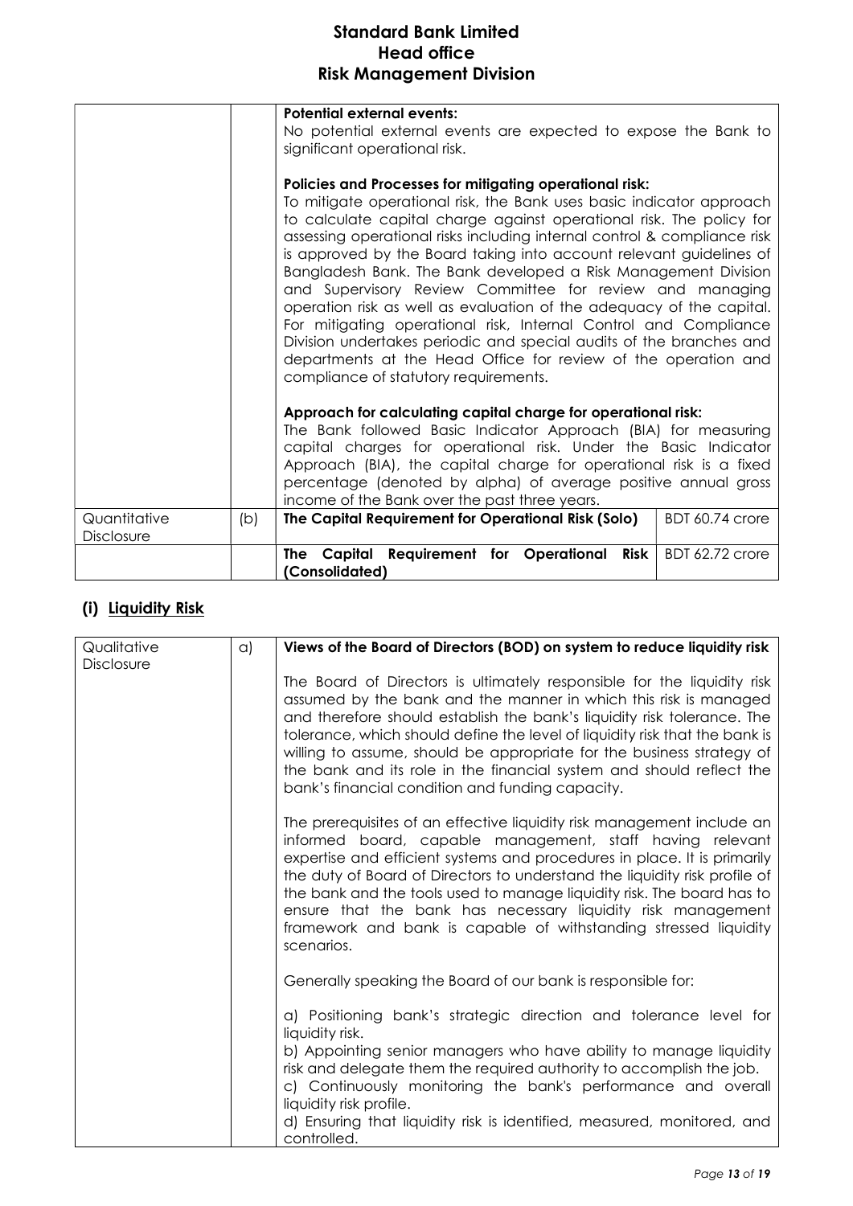| | | **Potential external events:**<br>No potential external events are expected to expose the Bank to significant operational risk.<br><br>**Policies and Processes for mitigating operational risk:**<br>To mitigate operational risk, the Bank uses basic indicator approach to calculate capital charge against operational risk. The policy for assessing operational risks including internal control & compliance risk is approved by the Board taking into account relevant guidelines of Bangladesh Bank. The Bank developed a Risk Management Division and Supervisory Review Committee for review and managing operation risk as well as evaluation of the adequacy of the capital. For mitigating operational risk, Internal Control and Compliance Division undertakes periodic and special audits of the branches and departments at the Head Office for review of the operation and compliance of statutory requirements.<br><br>**Approach for calculating capital charge for operational risk:**<br>The Bank followed Basic Indicator Approach (BIA) for measuring capital charges for operational risk. Under the Basic Indicator Approach (BIA), the capital charge for operational risk is a fixed percentage (denoted by alpha) of average positive annual gross income of the Bank over the past three years. | |
|---|---|---|---|
| Quantitative Disclosure | (b) | **The Capital Requirement for Operational Risk (Solo)** | BDT 60.74 crore |
| | | **The Capital Requirement for Operational Risk (Consolidated)** | BDT 62.72 crore |

## (i) Liquidity Risk

| Qualitative Disclosure | a) | **Views of the Board of Directors (BOD) on system to reduce liquidity risk**<br><br>The Board of Directors is ultimately responsible for the liquidity risk assumed by the bank and the manner in which this risk is managed and therefore should establish the bank's liquidity risk tolerance. The tolerance, which should define the level of liquidity risk that the bank is willing to assume, should be appropriate for the business strategy of the bank and its role in the financial system and should reflect the bank's financial condition and funding capacity.<br><br>The prerequisites of an effective liquidity risk management include an informed board, capable management, staff having relevant expertise and efficient systems and procedures in place. It is primarily the duty of Board of Directors to understand the liquidity risk profile of the bank and the tools used to manage liquidity risk. The board has to ensure that the bank has necessary liquidity risk management framework and bank is capable of withstanding stressed liquidity scenarios.<br><br>Generally speaking the Board of our bank is responsible for:<br><br>a) Positioning bank's strategic direction and tolerance level for liquidity risk.<br>b) Appointing senior managers who have ability to manage liquidity risk and delegate them the required authority to accomplish the job.<br>c) Continuously monitoring the bank's performance and overall liquidity risk profile.<br>d) Ensuring that liquidity risk is identified, measured, monitored, and controlled. |
|---|---|---|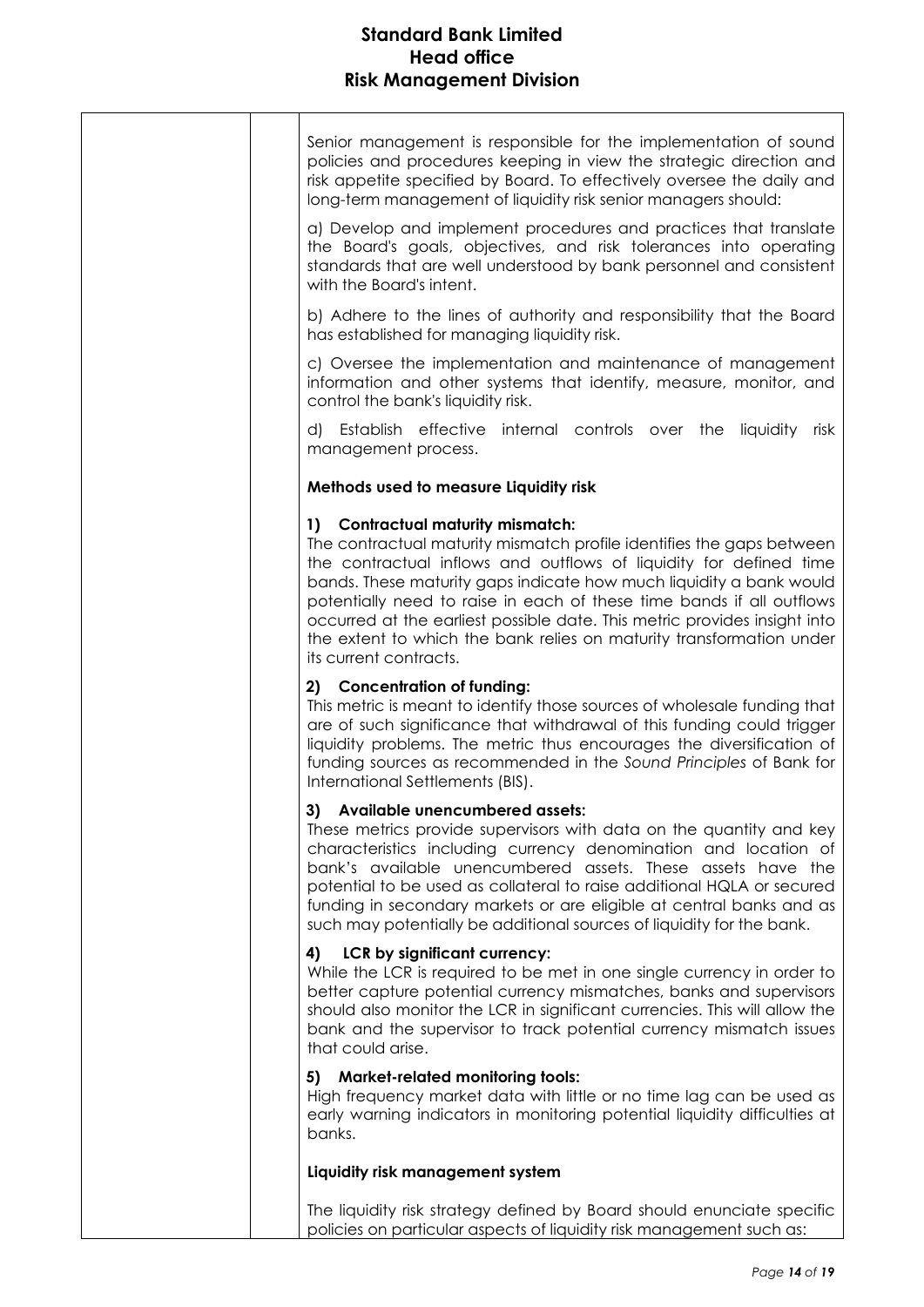Senior management is responsible for the implementation of sound policies and procedures keeping in view the strategic direction and risk appetite specified by Board. To effectively oversee the daily and long-term management of liquidity risk senior managers should:

a) Develop and implement procedures and practices that translate the Board's goals, objectives, and risk tolerances into operating standards that are well understood by bank personnel and consistent with the Board's intent.

b) Adhere to the lines of authority and responsibility that the Board has established for managing liquidity risk.

c) Oversee the implementation and maintenance of management information and other systems that identify, measure, monitor, and control the bank's liquidity risk.

d) Establish effective internal controls over the liquidity risk management process.

**Methods used to measure Liquidity risk**

**1) Contractual maturity mismatch:**
The contractual maturity mismatch profile identifies the gaps between the contractual inflows and outflows of liquidity for defined time bands. These maturity gaps indicate how much liquidity a bank would potentially need to raise in each of these time bands if all outflows occurred at the earliest possible date. This metric provides insight into the extent to which the bank relies on maturity transformation under its current contracts.

**2) Concentration of funding:**
This metric is meant to identify those sources of wholesale funding that are of such significance that withdrawal of this funding could trigger liquidity problems. The metric thus encourages the diversification of funding sources as recommended in the *Sound Principles* of Bank for International Settlements (BIS).

**3) Available unencumbered assets:**
These metrics provide supervisors with data on the quantity and key characteristics including currency denomination and location of bank's available unencumbered assets. These assets have the potential to be used as collateral to raise additional HQLA or secured funding in secondary markets or are eligible at central banks and as such may potentially be additional sources of liquidity for the bank.

**4) LCR by significant currency:**
While the LCR is required to be met in one single currency in order to better capture potential currency mismatches, banks and supervisors should also monitor the LCR in significant currencies. This will allow the bank and the supervisor to track potential currency mismatch issues that could arise.

**5) Market-related monitoring tools:**
High frequency market data with little or no time lag can be used as early warning indicators in monitoring potential liquidity difficulties at banks.

**Liquidity risk management system**

The liquidity risk strategy defined by Board should enunciate specific policies on particular aspects of liquidity risk management such as: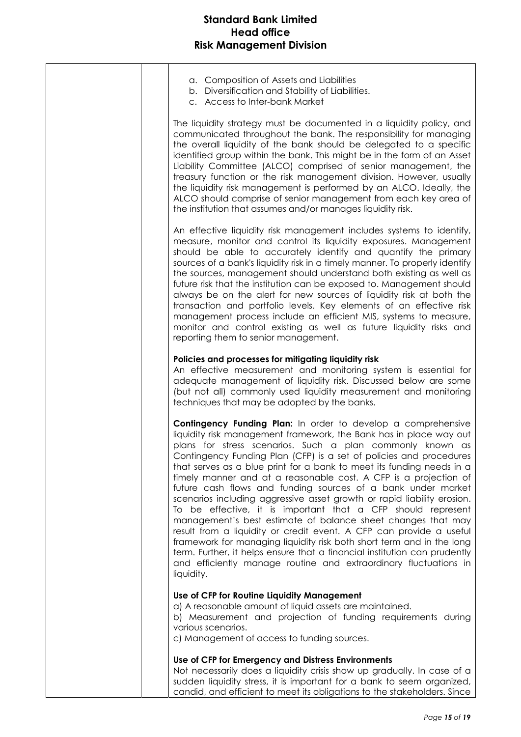a. Composition of Assets and Liabilities
b. Diversification and Stability of Liabilities.
c. Access to Inter-bank Market

The liquidity strategy must be documented in a liquidity policy, and communicated throughout the bank. The responsibility for managing the overall liquidity of the bank should be delegated to a specific identified group within the bank. This might be in the form of an Asset Liability Committee (ALCO) comprised of senior management, the treasury function or the risk management division. However, usually the liquidity risk management is performed by an ALCO. Ideally, the ALCO should comprise of senior management from each key area of the institution that assumes and/or manages liquidity risk.

An effective liquidity risk management includes systems to identify, measure, monitor and control its liquidity exposures. Management should be able to accurately identify and quantify the primary sources of a bank's liquidity risk in a timely manner. To properly identify the sources, management should understand both existing as well as future risk that the institution can be exposed to. Management should always be on the alert for new sources of liquidity risk at both the transaction and portfolio levels. Key elements of an effective risk management process include an efficient MIS, systems to measure, monitor and control existing as well as future liquidity risks and reporting them to senior management.

**Policies and processes for mitigating liquidity risk**
An effective measurement and monitoring system is essential for adequate management of liquidity risk. Discussed below are some (but not all) commonly used liquidity measurement and monitoring techniques that may be adopted by the banks.

**Contingency Funding Plan:** In order to develop a comprehensive liquidity risk management framework, the Bank has in place way out plans for stress scenarios. Such a plan commonly known as Contingency Funding Plan (CFP) is a set of policies and procedures that serves as a blue print for a bank to meet its funding needs in a timely manner and at a reasonable cost. A CFP is a projection of future cash flows and funding sources of a bank under market scenarios including aggressive asset growth or rapid liability erosion. To be effective, it is important that a CFP should represent management's best estimate of balance sheet changes that may result from a liquidity or credit event. A CFP can provide a useful framework for managing liquidity risk both short term and in the long term. Further, it helps ensure that a financial institution can prudently and efficiently manage routine and extraordinary fluctuations in liquidity.

**Use of CFP for Routine Liquidity Management**
a) A reasonable amount of liquid assets are maintained.
b) Measurement and projection of funding requirements during various scenarios.
c) Management of access to funding sources.

**Use of CFP for Emergency and Distress Environments**
Not necessarily does a liquidity crisis show up gradually. In case of a sudden liquidity stress, it is important for a bank to seem organized, candid, and efficient to meet its obligations to the stakeholders. Since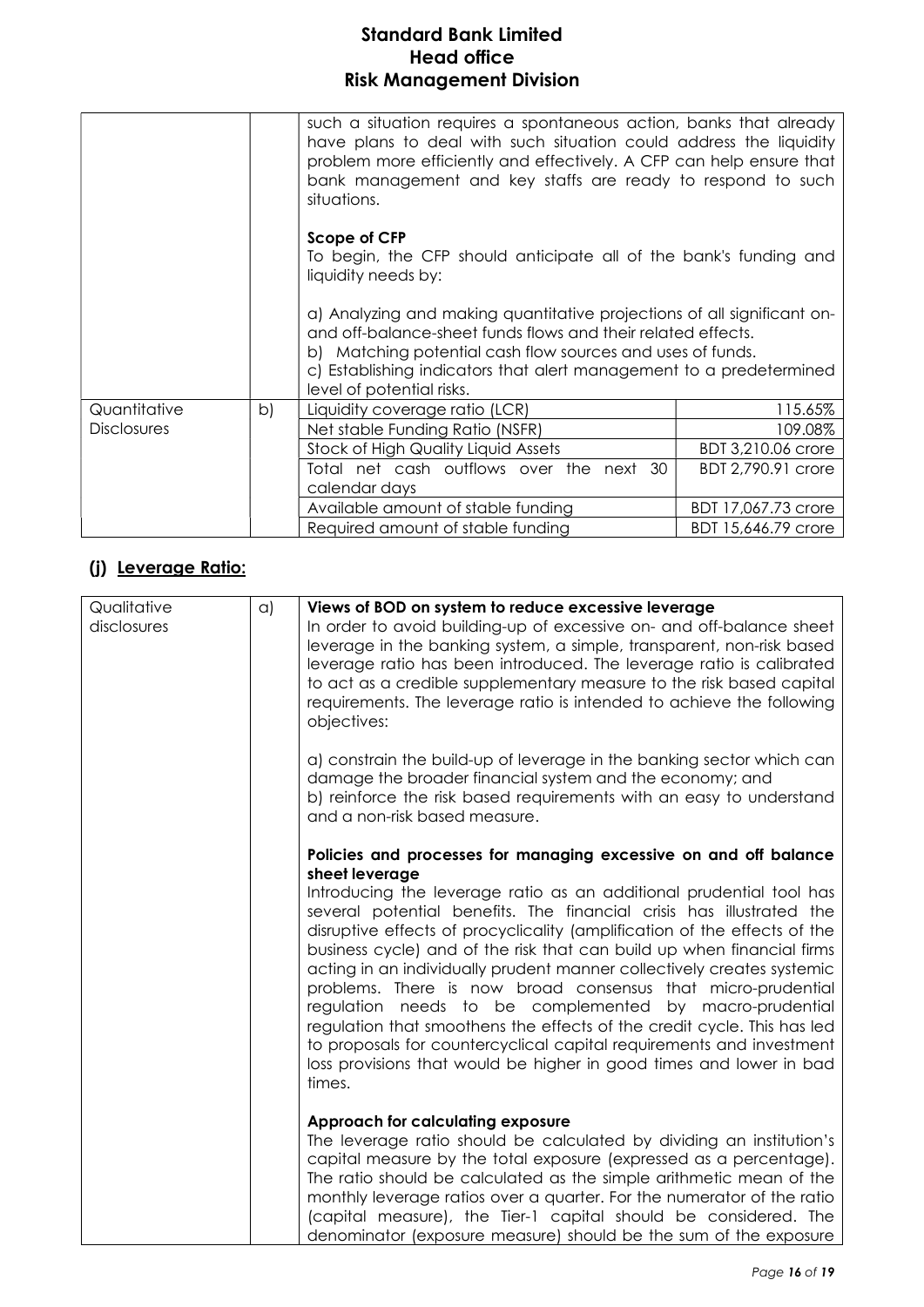| | | | |
|---|---|---|---|
| | | such a situation requires a spontaneous action, banks that already have plans to deal with such situation could address the liquidity problem more efficiently and effectively. A CFP can help ensure that bank management and key staffs are ready to respond to such situations.<br><br>**Scope of CFP**<br>To begin, the CFP should anticipate all of the bank's funding and liquidity needs by:<br><br>a) Analyzing and making quantitative projections of all significant on- and off-balance-sheet funds flows and their related effects.<br>b) Matching potential cash flow sources and uses of funds.<br>c) Establishing indicators that alert management to a predetermined level of potential risks. | |
| Quantitative Disclosures | b) | Liquidity coverage ratio (LCR) | 115.65% |
| | | Net stable Funding Ratio (NSFR) | 109.08% |
| | | Stock of High Quality Liquid Assets | BDT 3,210.06 crore |
| | | Total net cash outflows over the next 30 calendar days | BDT 2,790.91 crore |
| | | Available amount of stable funding | BDT 17,067.73 crore |
| | | Required amount of stable funding | BDT 15,646.79 crore |

## (j) Leverage Ratio:

| | | |
|---|---|---|
| Qualitative disclosures | a) | **Views of BOD on system to reduce excessive leverage**<br>In order to avoid building-up of excessive on- and off-balance sheet leverage in the banking system, a simple, transparent, non-risk based leverage ratio has been introduced. The leverage ratio is calibrated to act as a credible supplementary measure to the risk based capital requirements. The leverage ratio is intended to achieve the following objectives:<br><br>a) constrain the build-up of leverage in the banking sector which can damage the broader financial system and the economy; and<br>b) reinforce the risk based requirements with an easy to understand and a non-risk based measure.<br><br>**Policies and processes for managing excessive on and off balance sheet leverage**<br>Introducing the leverage ratio as an additional prudential tool has several potential benefits. The financial crisis has illustrated the disruptive effects of procyclicality (amplification of the effects of the business cycle) and of the risk that can build up when financial firms acting in an individually prudent manner collectively creates systemic problems. There is now broad consensus that micro-prudential regulation needs to be complemented by macro-prudential regulation that smoothens the effects of the credit cycle. This has led to proposals for countercyclical capital requirements and investment loss provisions that would be higher in good times and lower in bad times.<br><br>**Approach for calculating exposure**<br>The leverage ratio should be calculated by dividing an institution's capital measure by the total exposure (expressed as a percentage). The ratio should be calculated as the simple arithmetic mean of the monthly leverage ratios over a quarter. For the numerator of the ratio (capital measure), the Tier-1 capital should be considered. The denominator (exposure measure) should be the sum of the exposure |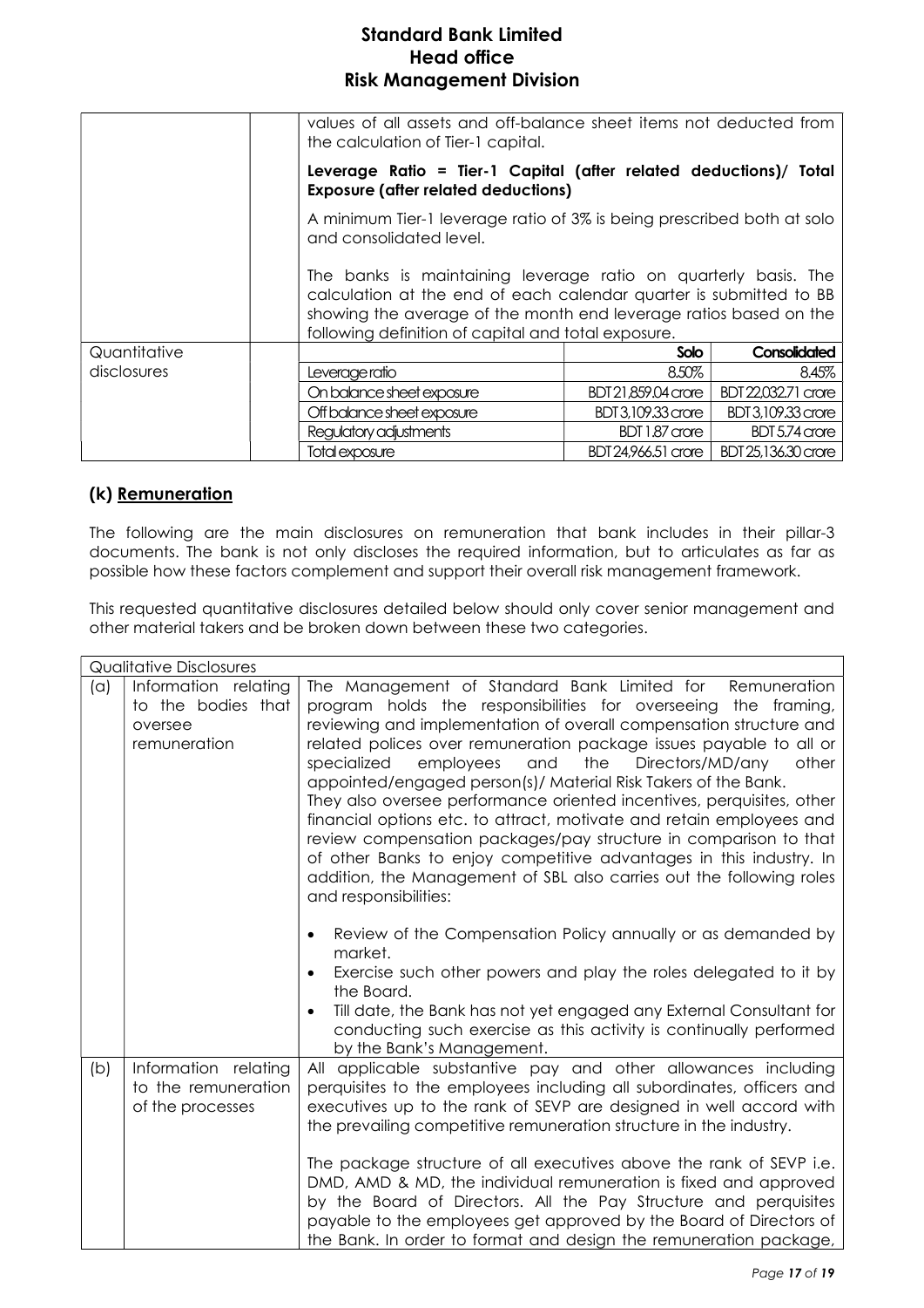| | | | | |
|---|---|---|---|---|
| | | values of all assets and off-balance sheet items not deducted from the calculation of Tier-1 capital.<br><br>**Leverage Ratio = Tier-1 Capital (after related deductions)/ Total Exposure (after related deductions)**<br><br>A minimum Tier-1 leverage ratio of 3% is being prescribed both at solo and consolidated level.<br><br>The banks is maintaining leverage ratio on quarterly basis. The calculation at the end of each calendar quarter is submitted to BB showing the average of the month end leverage ratios based on the following definition of capital and total exposure. | | |
| Quantitative disclosures | | | **Solo** | **Consolidated** |
| | | Leverage ratio | 8.50% | 8.45% |
| | | On balance sheet exposure | BDT 21,859.04 crore | BDT 22,032.71 crore |
| | | Off balance sheet exposure | BDT 3,109.33 crore | BDT 3,109.33 crore |
| | | Regulatory adjustments | BDT 1.87 crore | BDT 5.74 crore |
| | | Total exposure | BDT 24,966.51 crore | BDT 25,136.30 crore |

### (k) Remuneration

The following are the main disclosures on remuneration that bank includes in their pillar-3 documents. The bank is not only discloses the required information, but to articulates as far as possible how these factors complement and support their overall risk management framework.

This requested quantitative disclosures detailed below should only cover senior management and other material takers and be broken down between these two categories.

| Qualitative Disclosures | | |
|---|---|---|
| (a) | Information relating to the bodies that oversee remuneration | The Management of Standard Bank Limited for Remuneration program holds the responsibilities for overseeing the framing, reviewing and implementation of overall compensation structure and related polices over remuneration package issues payable to all or specialized employees and the Directors/MD/any other appointed/engaged person(s)/ Material Risk Takers of the Bank.<br>They also oversee performance oriented incentives, perquisites, other financial options etc. to attract, motivate and retain employees and review compensation packages/pay structure in comparison to that of other Banks to enjoy competitive advantages in this industry. In addition, the Management of SBL also carries out the following roles and responsibilities:<br><br>• Review of the Compensation Policy annually or as demanded by market.<br>• Exercise such other powers and play the roles delegated to it by the Board.<br>• Till date, the Bank has not yet engaged any External Consultant for conducting such exercise as this activity is continually performed by the Bank's Management. |
| (b) | Information relating to the remuneration of the processes | All applicable substantive pay and other allowances including perquisites to the employees including all subordinates, officers and executives up to the rank of SEVP are designed in well accord with the prevailing competitive remuneration structure in the industry.<br><br>The package structure of all executives above the rank of SEVP i.e. DMD, AMD & MD, the individual remuneration is fixed and approved by the Board of Directors. All the Pay Structure and perquisites payable to the employees get approved by the Board of Directors of the Bank. In order to format and design the remuneration package, |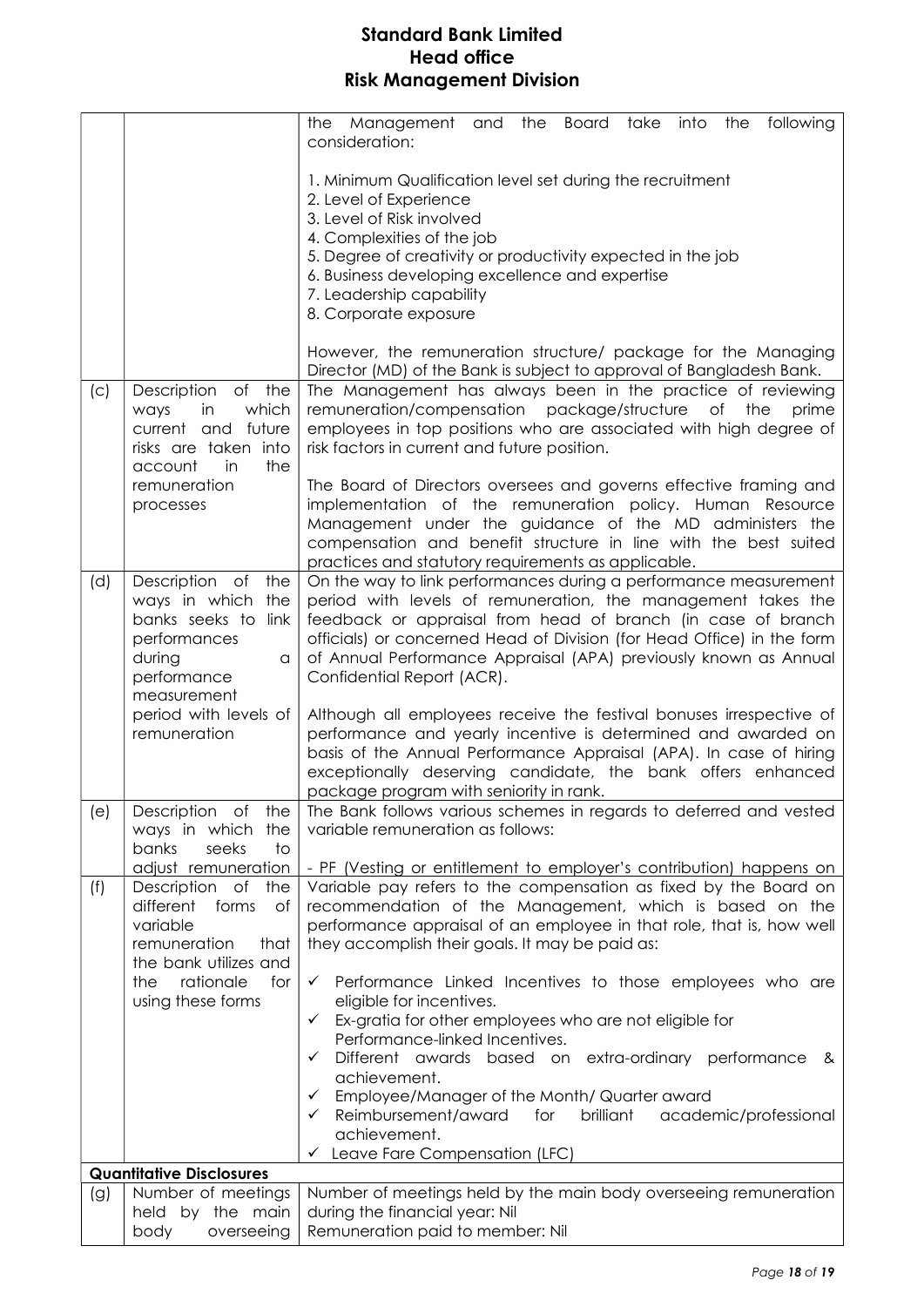| | | |
|---|---|---|
| | | the Management and the Board take into the following consideration:<br><br>1. Minimum Qualification level set during the recruitment<br>2. Level of Experience<br>3. Level of Risk involved<br>4. Complexities of the job<br>5. Degree of creativity or productivity expected in the job<br>6. Business developing excellence and expertise<br>7. Leadership capability<br>8. Corporate exposure<br><br>However, the remuneration structure/ package for the Managing Director (MD) of the Bank is subject to approval of Bangladesh Bank. |
| (c) | Description of the ways in which current and future risks are taken into account in the remuneration processes | The Management has always been in the practice of reviewing remuneration/compensation package/structure of the prime employees in top positions who are associated with high degree of risk factors in current and future position.<br><br>The Board of Directors oversees and governs effective framing and implementation of the remuneration policy. Human Resource Management under the guidance of the MD administers the compensation and benefit structure in line with the best suited practices and statutory requirements as applicable. |
| (d) | Description of the ways in which the banks seeks to link performances during a performance measurement period with levels of remuneration | On the way to link performances during a performance measurement period with levels of remuneration, the management takes the feedback or appraisal from head of branch (in case of branch officials) or concerned Head of Division (for Head Office) in the form of Annual Performance Appraisal (APA) previously known as Annual Confidential Report (ACR).<br><br>Although all employees receive the festival bonuses irrespective of performance and yearly incentive is determined and awarded on basis of the Annual Performance Appraisal (APA). In case of hiring exceptionally deserving candidate, the bank offers enhanced package program with seniority in rank. |
| (e) | Description of the ways in which the banks seeks to adjust remuneration | The Bank follows various schemes in regards to deferred and vested variable remuneration as follows:<br><br>- PF (Vesting or entitlement to employer's contribution) happens on |
| (f) | Description of the different forms of variable remuneration that the bank utilizes and the rationale for using these forms | Variable pay refers to the compensation as fixed by the Board on recommendation of the Management, which is based on the performance appraisal of an employee in that role, that is, how well they accomplish their goals. It may be paid as:<br><br>✓ Performance Linked Incentives to those employees who are eligible for incentives.<br>✓ Ex-gratia for other employees who are not eligible for Performance-linked Incentives.<br>✓ Different awards based on extra-ordinary performance & achievement.<br>✓ Employee/Manager of the Month/ Quarter award<br>✓ Reimbursement/award for brilliant academic/professional achievement.<br>✓ Leave Fare Compensation (LFC) |
| **Quantitative Disclosures** | | |
| (g) | Number of meetings held by the main body overseeing | Number of meetings held by the main body overseeing remuneration during the financial year: Nil<br>Remuneration paid to member: Nil |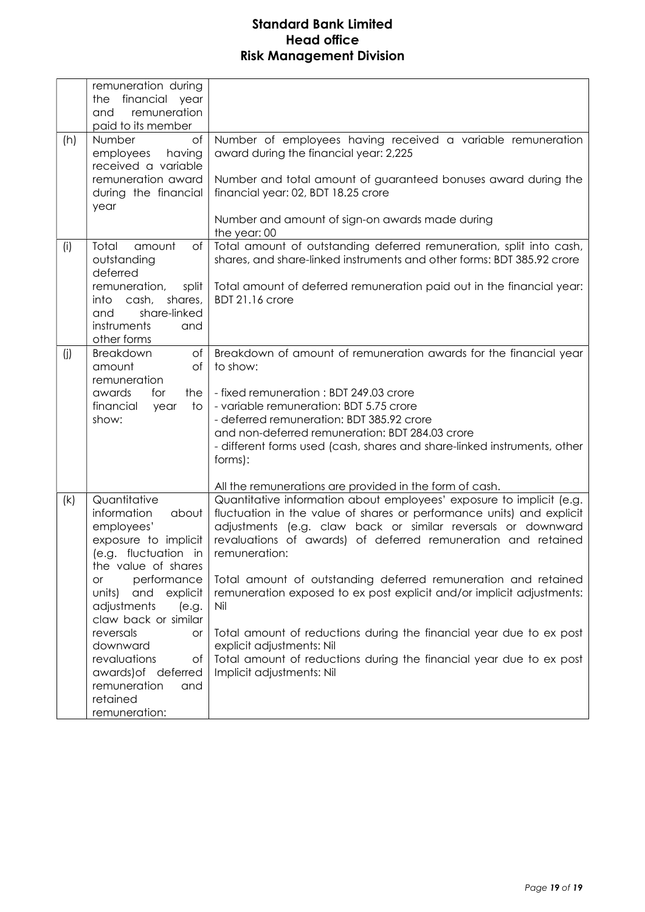| | | |
|---|---|---|
| | remuneration during the financial year and remuneration paid to its member | |
| (h) | Number of employees having received a variable remuneration award during the financial year | Number of employees having received a variable remuneration award during the financial year: 2,225<br><br>Number and total amount of guaranteed bonuses award during the financial year: 02, BDT 18.25 crore<br><br>Number and amount of sign-on awards made during the year: 00 |
| (i) | Total amount of outstanding deferred remuneration, split into cash, shares, and share-linked instruments and other forms | Total amount of outstanding deferred remuneration, split into cash, shares, and share-linked instruments and other forms: BDT 385.92 crore<br><br>Total amount of deferred remuneration paid out in the financial year: BDT 21.16 crore |
| (j) | Breakdown of amount of remuneration awards for the financial year to show: | Breakdown of amount of remuneration awards for the financial year to show:<br><br>- fixed remuneration : BDT 249.03 crore<br>- variable remuneration: BDT 5.75 crore<br>- deferred remuneration: BDT 385.92 crore<br>and non-deferred remuneration: BDT 284.03 crore<br>- different forms used (cash, shares and share-linked instruments, other forms):<br><br>All the remunerations are provided in the form of cash. |
| (k) | Quantitative information about employees' exposure to implicit (e.g. fluctuation in the value of shares or performance units) and explicit adjustments (e.g. claw back or similar reversals or downward revaluations of awards)of deferred remuneration and retained remuneration: | Quantitative information about employees' exposure to implicit (e.g. fluctuation in the value of shares or performance units) and explicit adjustments (e.g. claw back or similar reversals or downward revaluations of awards) of deferred remuneration and retained remuneration:<br><br>Total amount of outstanding deferred remuneration and retained remuneration exposed to ex post explicit and/or implicit adjustments: Nil<br><br>Total amount of reductions during the financial year due to ex post explicit adjustments: Nil<br>Total amount of reductions during the financial year due to ex post Implicit adjustments: Nil |